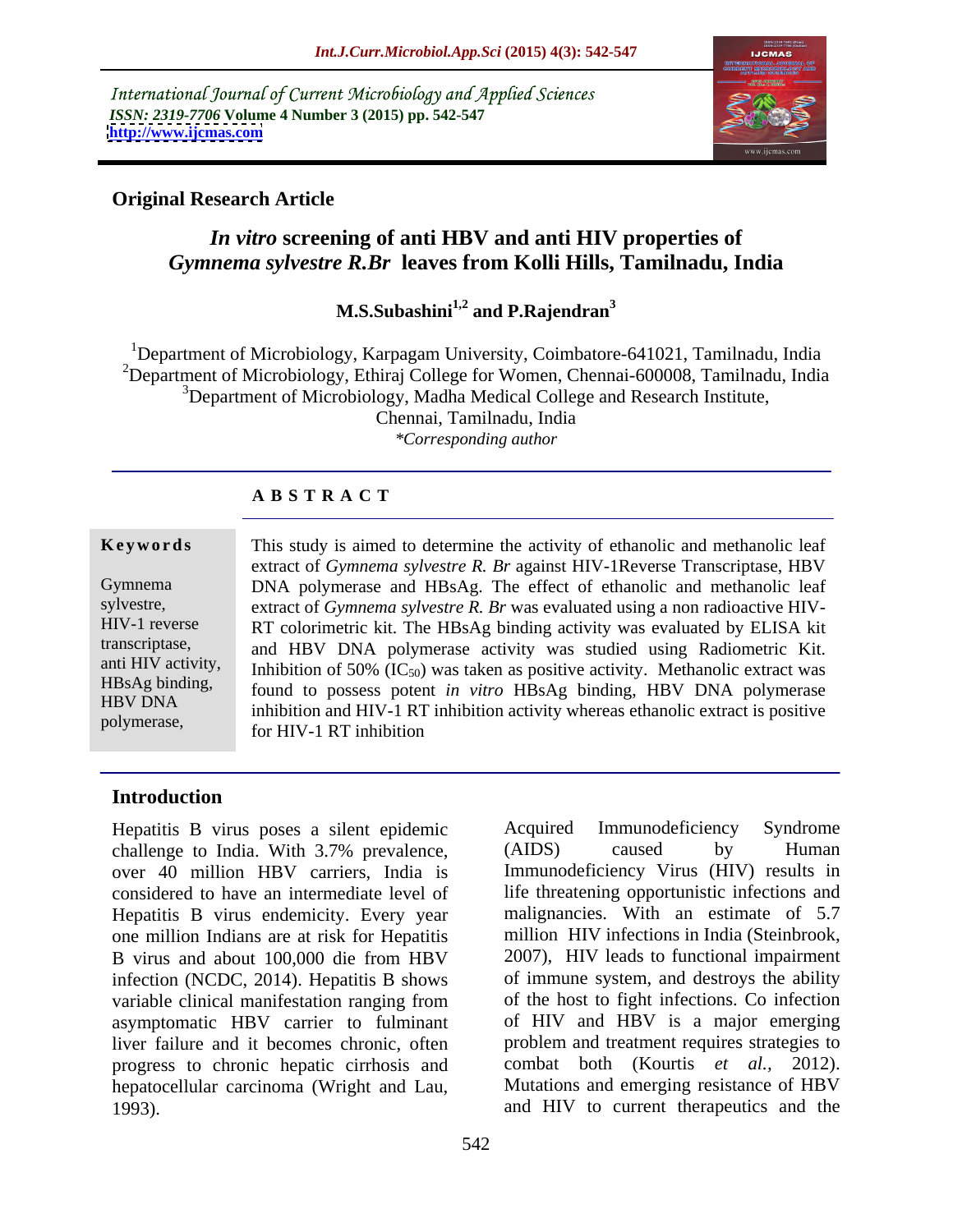International Journal of Current Microbiology and Applied Sciences
*ISSN: 2319-7706* **Volume 4 Number 3 (2015) pp. 542-547**
**http://www.ijcmas.com**

**Original Research Article**

# *In vitro* screening of anti HBV and anti HIV properties of *Gymnema sylvestre R.Br* leaves from Kolli Hills, Tamilnadu, India

**M.S.Subashini[1,2] and P.Rajendran[3]**

[1]Department of Microbiology, Karpagam University, Coimbatore-641021, Tamilnadu, India
[2]Department of Microbiology, Ethiraj College for Women, Chennai-600008, Tamilnadu, India
[3]Department of Microbiology, Madha Medical College and Research Institute, Chennai, Tamilnadu, India
*\*Corresponding author*

## ABSTRACT

**Keywords**

Gymnema sylvestre, HIV-1 reverse transcriptase, anti HIV activity, HBsAg binding, HBV DNA polymerase,

This study is aimed to determine the activity of ethanolic and methanolic leaf extract of *Gymnema sylvestre R. Br* against HIV-1Reverse Transcriptase, HBV DNA polymerase and HBsAg. The effect of ethanolic and methanolic leaf extract of *Gymnema sylvestre R. Br* was evaluated using a non radioactive HIV-RT colorimetric kit. The HBsAg binding activity was evaluated by ELISA kit and HBV DNA polymerase activity was studied using Radiometric Kit. Inhibition of 50% ($IC_{50}$) was taken as positive activity. Methanolic extract was found to possess potent *in vitro* HBsAg binding, HBV DNA polymerase inhibition and HIV-1 RT inhibition activity whereas ethanolic extract is positive for HIV-1 RT inhibition

## Introduction

Hepatitis B virus poses a silent epidemic challenge to India. With 3.7% prevalence, over 40 million HBV carriers, India is considered to have an intermediate level of Hepatitis B virus endemicity. Every year one million Indians are at risk for Hepatitis B virus and about 100,000 die from HBV infection (NCDC, 2014). Hepatitis B shows variable clinical manifestation ranging from asymptomatic HBV carrier to fulminant liver failure and it becomes chronic, often progress to chronic hepatic cirrhosis and hepatocellular carcinoma (Wright and Lau, 1993).

Acquired Immunodeficiency Syndrome (AIDS) caused by Human Immunodeficiency Virus (HIV) results in life threatening opportunistic infections and malignancies. With an estimate of 5.7 million HIV infections in India (Steinbrook, 2007), HIV leads to functional impairment of immune system, and destroys the ability of the host to fight infections. Co infection of HIV and HBV is a major emerging problem and treatment requires strategies to combat both (Kourtis *et al.,* 2012). Mutations and emerging resistance of HBV and HIV to current therapeutics and the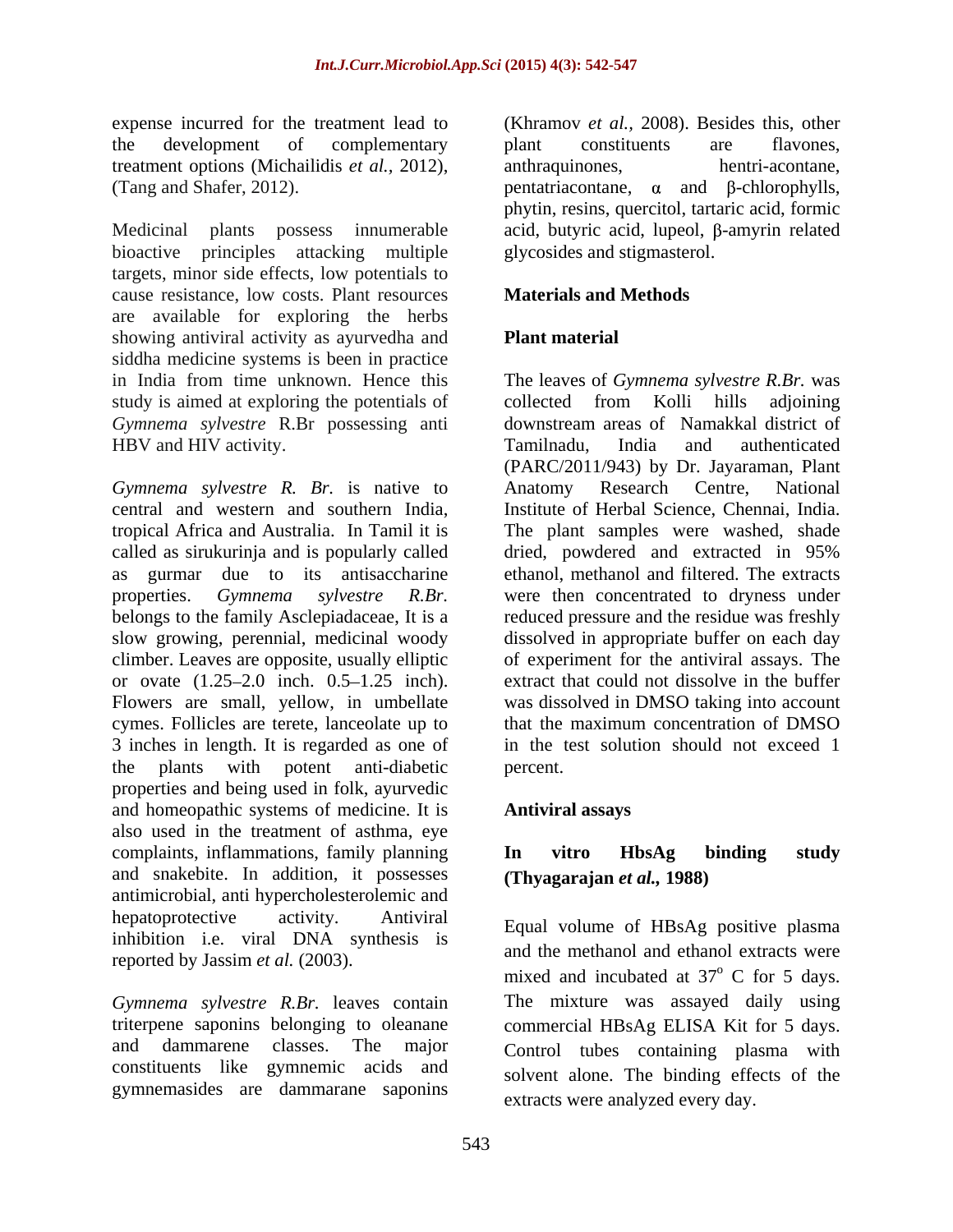expense incurred for the treatment lead to the development of complementary treatment options (Michailidis *et al.,* 2012), (Tang and Shafer, 2012).

Medicinal plants possess innumerable bioactive principles attacking multiple targets, minor side effects, low potentials to cause resistance, low costs. Plant resources are available for exploring the herbs showing antiviral activity as ayurvedha and siddha medicine systems is been in practice in India from time unknown. Hence this study is aimed at exploring the potentials of *Gymnema sylvestre* R.Br possessing anti HBV and HIV activity.

*Gymnema sylvestre R. Br.* is native to central and western and southern India, tropical Africa and Australia. In Tamil it is called as sirukurinja and is popularly called as gurmar due to its antisaccharine properties. *Gymnema sylvestre R.Br.* belongs to the family Asclepiadaceae, It is a slow growing, perennial, medicinal woody climber. Leaves are opposite, usually elliptic or ovate (1.25–2.0 inch. 0.5–1.25 inch). Flowers are small, yellow, in umbellate cymes. Follicles are terete, lanceolate up to 3 inches in length. It is regarded as one of the plants with potent anti-diabetic properties and being used in folk, ayurvedic and homeopathic systems of medicine. It is also used in the treatment of asthma, eye complaints, inflammations, family planning and snakebite. In addition, it possesses antimicrobial, anti hypercholesterolemic and hepatoprotective activity. Antiviral inhibition i.e. viral DNA synthesis is reported by Jassim *et al.* (2003).

*Gymnema sylvestre R.Br.* leaves contain triterpene saponins belonging to oleanane and dammarene classes. The major constituents like gymnemic acids and gymnemasides are dammarane saponins (Khramov *et al.,* 2008). Besides this, other plant constituents are flavones, anthraquinones, hentri-acontane, pentatriacontane, α and β-chlorophylls, phytin, resins, quercitol, tartaric acid, formic acid, butyric acid, lupeol, β-amyrin related glycosides and stigmasterol.

## Materials and Methods

### Plant material

The leaves of *Gymnema sylvestre R.Br.* was collected from Kolli hills adjoining downstream areas of Namakkal district of Tamilnadu, India and authenticated (PARC/2011/943) by Dr. Jayaraman, Plant Anatomy Research Centre, National Institute of Herbal Science, Chennai, India. The plant samples were washed, shade dried, powdered and extracted in 95% ethanol, methanol and filtered. The extracts were then concentrated to dryness under reduced pressure and the residue was freshly dissolved in appropriate buffer on each day of experiment for the antiviral assays. The extract that could not dissolve in the buffer was dissolved in DMSO taking into account that the maximum concentration of DMSO in the test solution should not exceed 1 percent.

### Antiviral assays

#### In vitro HbsAg binding study (Thyagarajan *et al.,* 1988)

Equal volume of HBsAg positive plasma and the methanol and ethanol extracts were mixed and incubated at $37^{o}$ C for 5 days. The mixture was assayed daily using commercial HBsAg ELISA Kit for 5 days. Control tubes containing plasma with solvent alone. The binding effects of the extracts were analyzed every day.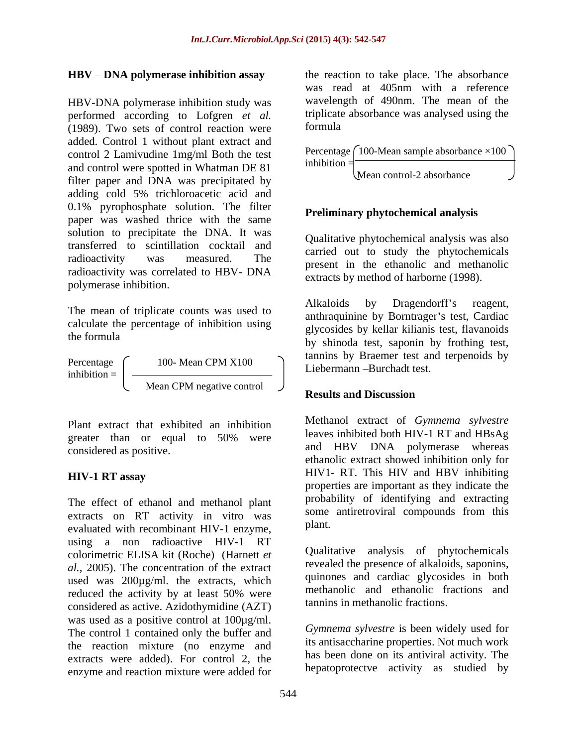### HBV – DNA polymerase inhibition assay

HBV-DNA polymerase inhibition study was performed according to Lofgren *et al.* (1989). Two sets of control reaction were added. Control 1 without plant extract and control 2 Lamivudine 1mg/ml Both the test and control were spotted in Whatman DE 81 filter paper and DNA was precipitated by adding cold 5% trichloroacetic acid and 0.1% pyrophosphate solution. The filter paper was washed thrice with the same solution to precipitate the DNA. It was transferred to scintillation cocktail and radioactivity was measured. The radioactivity was correlated to HBV- DNA polymerase inhibition.

The mean of triplicate counts was used to calculate the percentage of inhibition using the formula

$$\text{Percentage inhibition} = \left( \frac{100\text{- Mean CPM X100}}{\text{Mean CPM negative control}} \right)$$

Plant extract that exhibited an inhibition greater than or equal to 50% were considered as positive.

### HIV-1 RT assay

The effect of ethanol and methanol plant extracts on RT activity in vitro was evaluated with recombinant HIV-1 enzyme, using a non radioactive HIV-1 RT colorimetric ELISA kit (Roche) (Harnett *et al.,* 2005). The concentration of the extract used was 200µg/ml. the extracts, which reduced the activity by at least 50% were considered as active. Azidothymidine (AZT) was used as a positive control at 100µg/ml. The control 1 contained only the buffer and the reaction mixture (no enzyme and extracts were added). For control 2, the enzyme and reaction mixture were added for the reaction to take place. The absorbance was read at 405nm with a reference wavelength of 490nm. The mean of the triplicate absorbance was analysed using the formula

$$\text{Percentage inhibition} = \left( \frac{\text{100-Mean sample absorbance} \times 100}{\text{Mean control-2 absorbance}} \right)$$

### Preliminary phytochemical analysis

Qualitative phytochemical analysis was also carried out to study the phytochemicals present in the ethanolic and methanolic extracts by method of harborne (1998).

Alkaloids by Dragendorff's reagent, anthraquinine by Borntrager's test, Cardiac glycosides by kellar kilianis test, flavanoids by shinoda test, saponin by frothing test, tannins by Braemer test and terpenoids by Liebermann –Burchadt test.

## Results and Discussion

Methanol extract of *Gymnema sylvestre* leaves inhibited both HIV-1 RT and HBsAg and HBV DNA polymerase whereas ethanolic extract showed inhibition only for HIV1- RT. This HIV and HBV inhibiting properties are important as they indicate the probability of identifying and extracting some antiretroviral compounds from this plant.

Qualitative analysis of phytochemicals revealed the presence of alkaloids, saponins, quinones and cardiac glycosides in both methanolic and ethanolic fractions and tannins in methanolic fractions.

*Gymnema sylvestre* is been widely used for its antisaccharine properties. Not much work has been done on its antiviral activity. The hepatoprotectve activity as studied by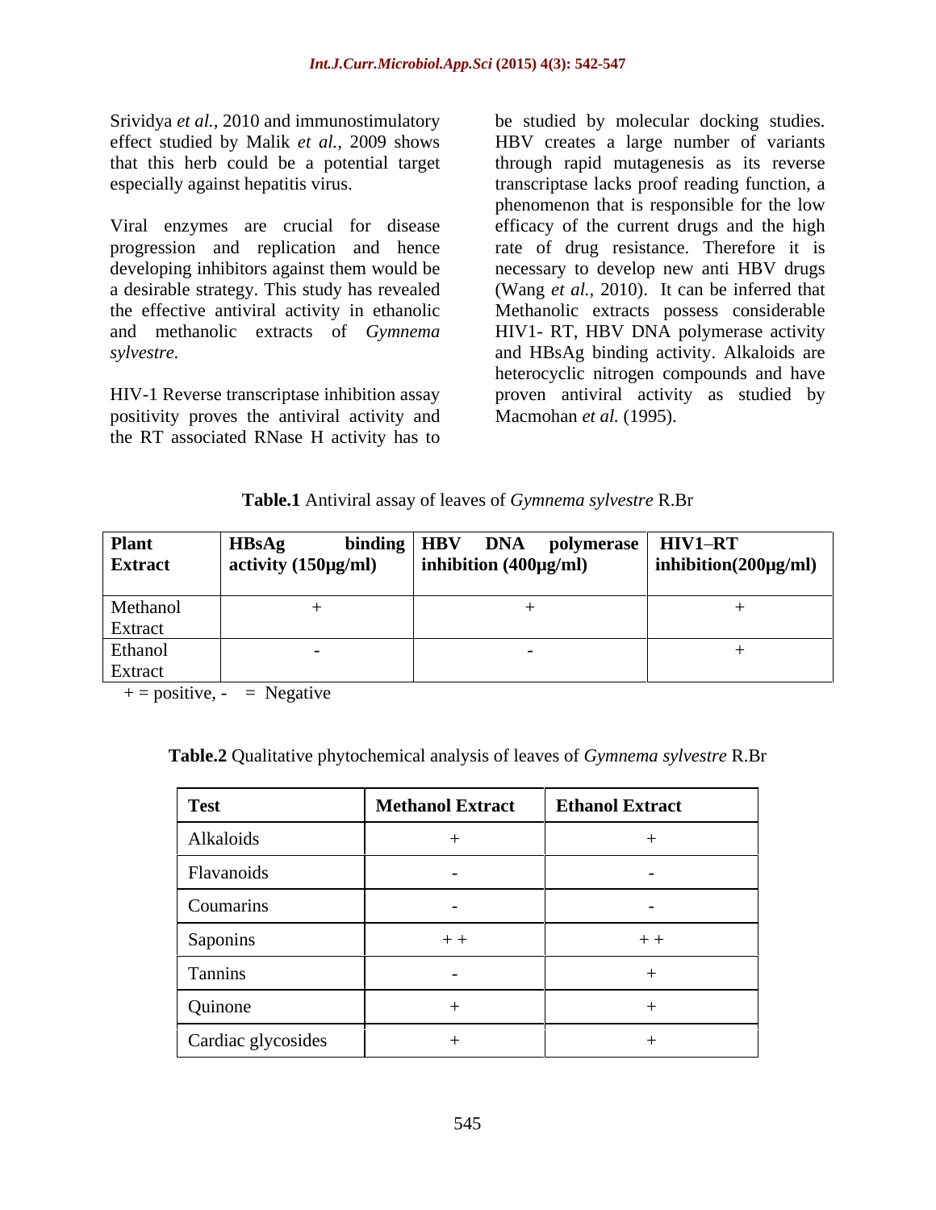Srividya *et al.*, 2010 and immunostimulatory effect studied by Malik *et al.*, 2009 shows that this herb could be a potential target especially against hepatitis virus.

Viral enzymes are crucial for disease progression and replication and hence developing inhibitors against them would be a desirable strategy. This study has revealed the effective antiviral activity in ethanolic and methanolic extracts of *Gymnema sylvestre.*

HIV-1 Reverse transcriptase inhibition assay positivity proves the antiviral activity and the RT associated RNase H activity has to be studied by molecular docking studies. HBV creates a large number of variants through rapid mutagenesis as its reverse transcriptase lacks proof reading function, a phenomenon that is responsible for the low efficacy of the current drugs and the high rate of drug resistance. Therefore it is necessary to develop new anti HBV drugs (Wang *et al.,* 2010). It can be inferred that Methanolic extracts possess considerable HIV1- RT, HBV DNA polymerase activity and HBsAg binding activity. Alkaloids are heterocyclic nitrogen compounds and have proven antiviral activity as studied by Macmohan *et al.* (1995).

**Table.1** Antiviral assay of leaves of *Gymnema sylvestre* R.Br

| Plant Extract | HBsAg binding activity (150µg/ml) | HBV DNA polymerase inhibition (400µg/ml) | HIV1–RT inhibition(200µg/ml) |
|---|---|---|---|
| Methanol Extract | + | + | + |
| Ethanol Extract | - | - | + |

+ = positive, - = Negative

**Table.2** Qualitative phytochemical analysis of leaves of *Gymnema sylvestre* R.Br

| Test | Methanol Extract | Ethanol Extract |
|---|---|---|
| Alkaloids | + | + |
| Flavanoids | - | - |
| Coumarins | - | - |
| Saponins | + + | + + |
| Tannins | - | + |
| Quinone | + | + |
| Cardiac glycosides | + | + |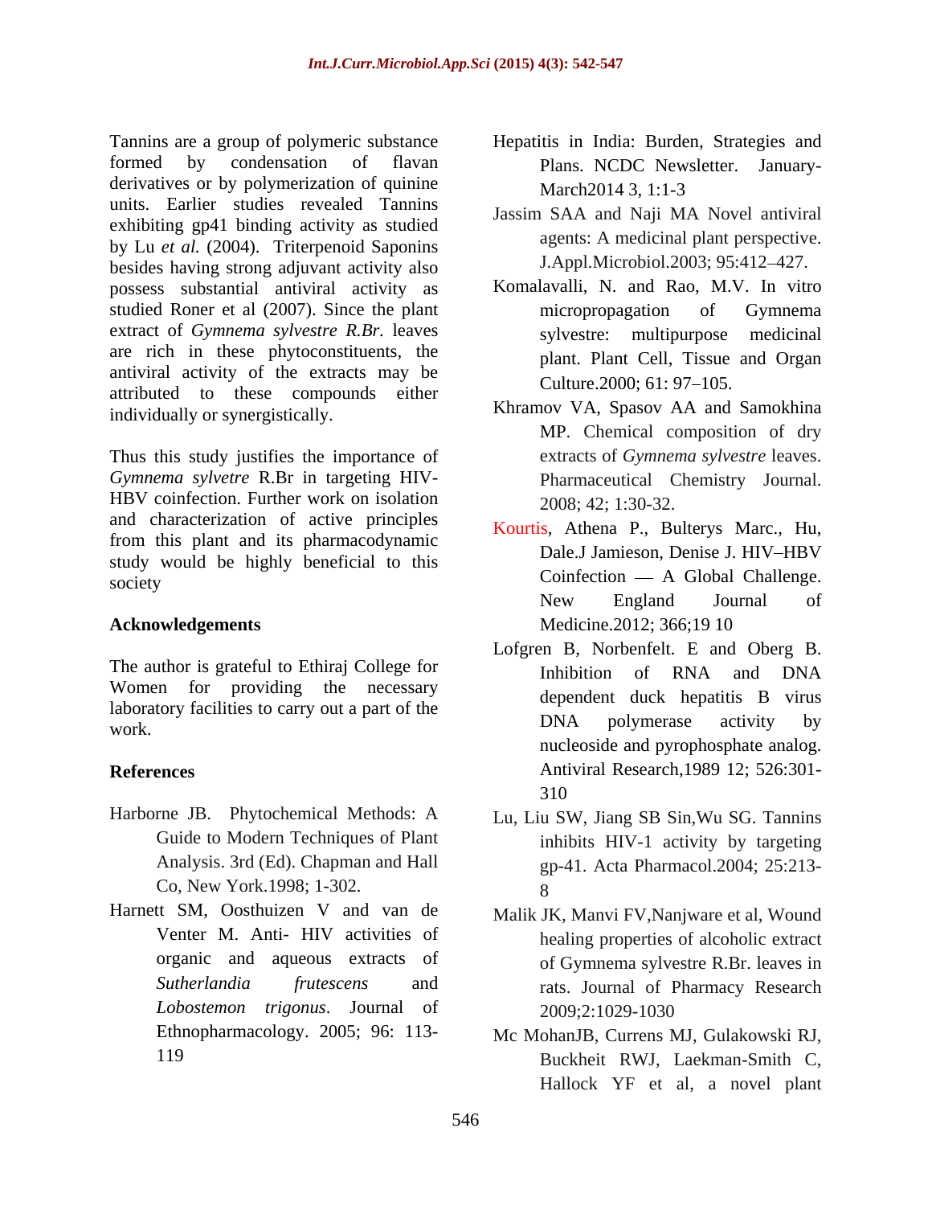Tannins are a group of polymeric substance formed by condensation of flavan derivatives or by polymerization of quinine units. Earlier studies revealed Tannins exhibiting gp41 binding activity as studied by Lu *et al.* (2004). Triterpenoid Saponins besides having strong adjuvant activity also possess substantial antiviral activity as studied Roner et al (2007). Since the plant extract of *Gymnema sylvestre R.Br.* leaves are rich in these phytoconstituents, the antiviral activity of the extracts may be attributed to these compounds either individually or synergistically.

Thus this study justifies the importance of *Gymnema sylvetre* R.Br in targeting HIV-HBV coinfection. Further work on isolation and characterization of active principles from this plant and its pharmacodynamic study would be highly beneficial to this society

## Acknowledgements

The author is grateful to Ethiraj College for Women for providing the necessary laboratory facilities to carry out a part of the work.

## References

Harborne JB. Phytochemical Methods: A Guide to Modern Techniques of Plant Analysis. 3rd (Ed). Chapman and Hall Co, New York.1998; 1-302.

Harnett SM, Oosthuizen V and van de Venter M. Anti- HIV activities of organic and aqueous extracts of *Sutherlandia frutescens* and *Lobostemon trigonus*. Journal of Ethnopharmacology. 2005; 96: 113-119

Hepatitis in India: Burden, Strategies and Plans. NCDC Newsletter. January-March2014 3, 1:1-3

Jassim SAA and Naji MA Novel antiviral agents: A medicinal plant perspective. J.Appl.Microbiol.2003; 95:412–427.

Komalavalli, N. and Rao, M.V. In vitro micropropagation of Gymnema sylvestre: multipurpose medicinal plant. Plant Cell, Tissue and Organ Culture.2000; 61: 97–105.

Khramov VA, Spasov AA and Samokhina MP. Chemical composition of dry extracts of *Gymnema sylvestre* leaves. Pharmaceutical Chemistry Journal. 2008; 42; 1:30-32.

Kourtis, Athena P., Bulterys Marc., Hu, Dale.J Jamieson, Denise J. HIV–HBV Coinfection — A Global Challenge. New England Journal of Medicine.2012; 366;19 10

Lofgren B, Norbenfelt. E and Oberg B. Inhibition of RNA and DNA dependent duck hepatitis B virus DNA polymerase activity by nucleoside and pyrophosphate analog. Antiviral Research,1989 12; 526:301-310

Lu, Liu SW, Jiang SB Sin,Wu SG. Tannins inhibits HIV-1 activity by targeting gp-41. Acta Pharmacol.2004; 25:213-8

Malik JK, Manvi FV,Nanjware et al, Wound healing properties of alcoholic extract of Gymnema sylvestre R.Br. leaves in rats. Journal of Pharmacy Research 2009;2:1029-1030

Mc MohanJB, Currens MJ, Gulakowski RJ, Buckheit RWJ, Laekman-Smith C, Hallock YF et al, a novel plant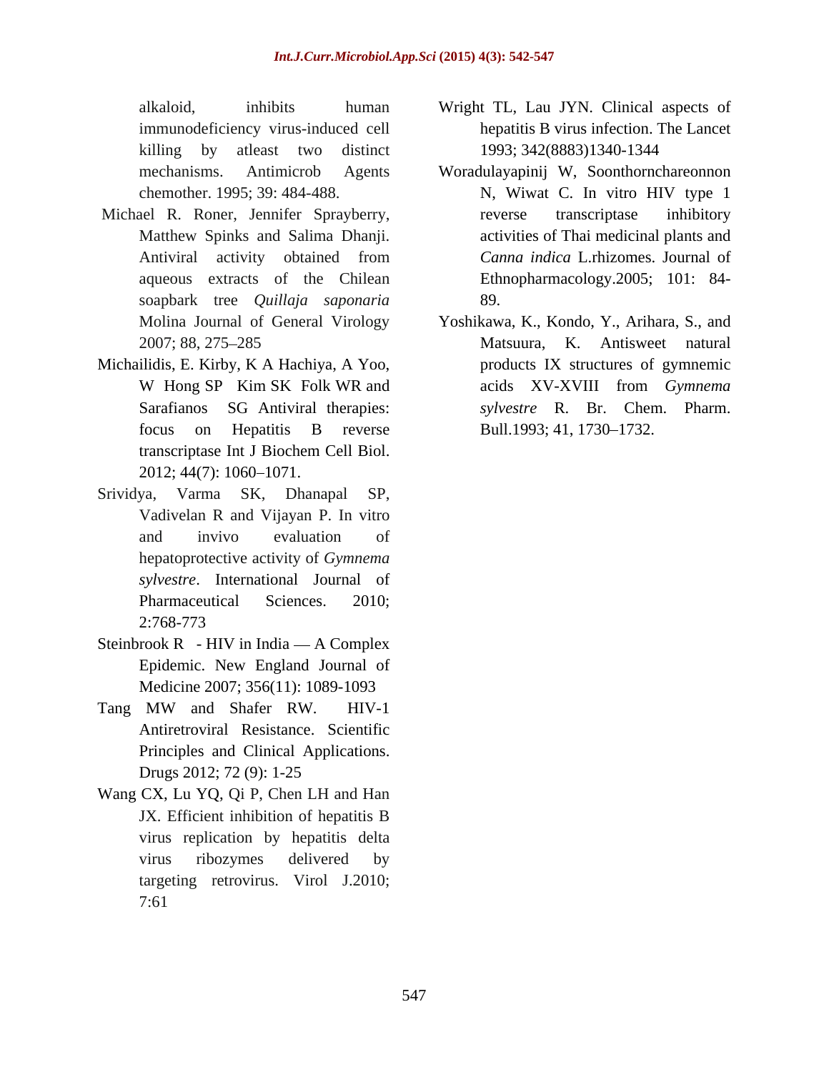alkaloid, inhibits human immunodeficiency virus-induced cell killing by atleast two distinct mechanisms. Antimicrob Agents chemother. 1995; 39: 484-488.

Michael R. Roner, Jennifer Sprayberry, Matthew Spinks and Salima Dhanji. Antiviral activity obtained from aqueous extracts of the Chilean soapbark tree *Quillaja saponaria* Molina Journal of General Virology 2007; 88, 275–285

Michailidis, E. Kirby, K A Hachiya, A Yoo, W Hong SP Kim SK Folk WR and Sarafianos SG Antiviral therapies: focus on Hepatitis B reverse transcriptase Int J Biochem Cell Biol. 2012; 44(7): 1060–1071.

Srividya, Varma SK, Dhanapal SP, Vadivelan R and Vijayan P. In vitro and invivo evaluation of hepatoprotective activity of *Gymnema sylvestre*. International Journal of Pharmaceutical Sciences. 2010; 2:768-773

Steinbrook R - HIV in India — A Complex Epidemic. New England Journal of Medicine 2007; 356(11): 1089-1093

Tang MW and Shafer RW. HIV-1 Antiretroviral Resistance. Scientific Principles and Clinical Applications. Drugs 2012; 72 (9): 1-25

Wang CX, Lu YQ, Qi P, Chen LH and Han JX. Efficient inhibition of hepatitis B virus replication by hepatitis delta virus ribozymes delivered by targeting retrovirus. Virol J.2010; 7:61

Wright TL, Lau JYN. Clinical aspects of hepatitis B virus infection. The Lancet 1993; 342(8883)1340-1344

Woradulayapinij W, Soonthornchareonnon N, Wiwat C. In vitro HIV type 1 reverse transcriptase inhibitory activities of Thai medicinal plants and *Canna indica* L.rhizomes. Journal of Ethnopharmacology.2005; 101: 84-89.

Yoshikawa, K., Kondo, Y., Arihara, S., and Matsuura, K. Antisweet natural products IX structures of gymnemic acids XV-XVIII from *Gymnema sylvestre* R. Br. Chem. Pharm. Bull.1993; 41, 1730–1732.